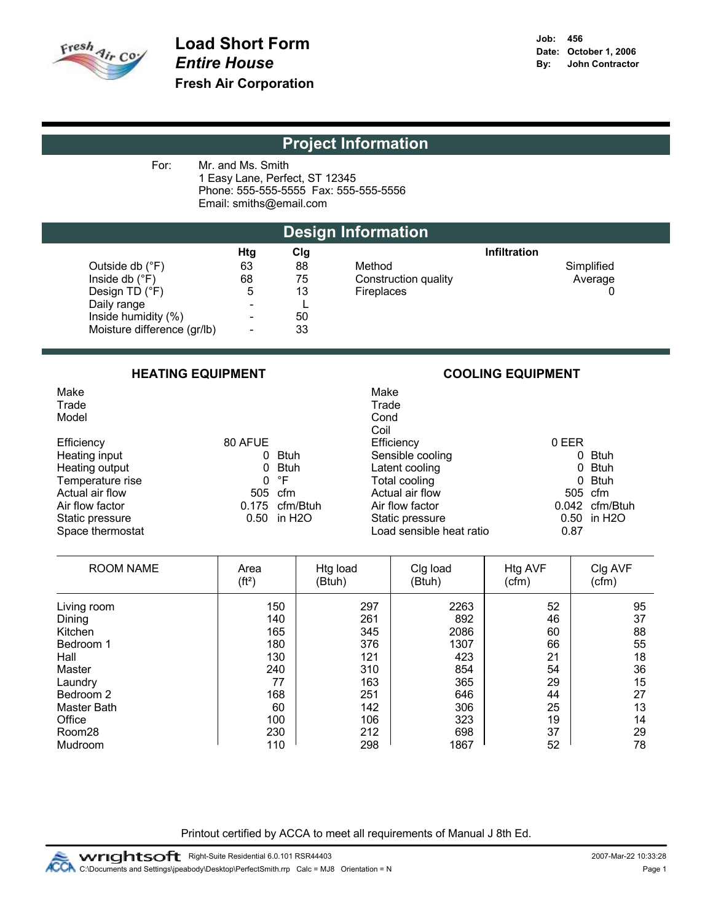# Load Short Form
## *Entire House*
### Fresh Air Corporation

**Job:** 456
**Date:** October 1, 2006
**By:** John Contractor

## Project Information

For: Mr. and Ms. Smith
1 Easy Lane, Perfect, ST 12345
Phone: 555-555-5555 Fax: 555-555-5556
Email: smiths@email.com

## Design Information

| | Htg | Clg |
|---|---|---|
| Outside db (°F) | 63 | 88 |
| Inside db (°F) | 68 | 75 |
| Design TD (°F) | 5 | 13 |
| Daily range | - | L |
| Inside humidity (%) | - | 50 |
| Moisture difference (gr/lb) | - | 33 |

**Infiltration**

| | |
|---|---|
| Method | Simplified |
| Construction quality | Average |
| Fireplaces | 0 |

### HEATING EQUIPMENT

| | |
|---|---|
| Make | |
| Trade | |
| Model | |
| Efficiency | 80 AFUE |
| Heating input | 0 Btuh |
| Heating output | 0 Btuh |
| Temperature rise | 0 °F |
| Actual air flow | 505 cfm |
| Air flow factor | 0.175 cfm/Btuh |
| Static pressure | 0.50 in H2O |
| Space thermostat | |

### COOLING EQUIPMENT

| | |
|---|---|
| Make | |
| Trade | |
| Cond | |
| Coil | |
| Efficiency | 0 EER |
| Sensible cooling | 0 Btuh |
| Latent cooling | 0 Btuh |
| Total cooling | 0 Btuh |
| Actual air flow | 505 cfm |
| Air flow factor | 0.042 cfm/Btuh |
| Static pressure | 0.50 in H2O |
| Load sensible heat ratio | 0.87 |

| ROOM NAME | Area (ft²) | Htg load (Btuh) | Clg load (Btuh) | Htg AVF (cfm) | Clg AVF (cfm) |
|---|---|---|---|---|---|
| Living room | 150 | 297 | 2263 | 52 | 95 |
| Dining | 140 | 261 | 892 | 46 | 37 |
| Kitchen | 165 | 345 | 2086 | 60 | 88 |
| Bedroom 1 | 180 | 376 | 1307 | 66 | 55 |
| Hall | 130 | 121 | 423 | 21 | 18 |
| Master | 240 | 310 | 854 | 54 | 36 |
| Laundry | 77 | 163 | 365 | 29 | 15 |
| Bedroom 2 | 168 | 251 | 646 | 44 | 27 |
| Master Bath | 60 | 142 | 306 | 25 | 13 |
| Office | 100 | 106 | 323 | 19 | 14 |
| Room28 | 230 | 212 | 698 | 37 | 29 |
| Mudroom | 110 | 298 | 1867 | 52 | 78 |

Printout certified by ACCA to meet all requirements of Manual J 8th Ed.

wrightsoft Right-Suite Residential 6.0.101 RSR44403 2007-Mar-22 10:33:28
C:\Documents and Settings\jpeabody\Desktop\PerfectSmith.rrp Calc = MJ8 Orientation = N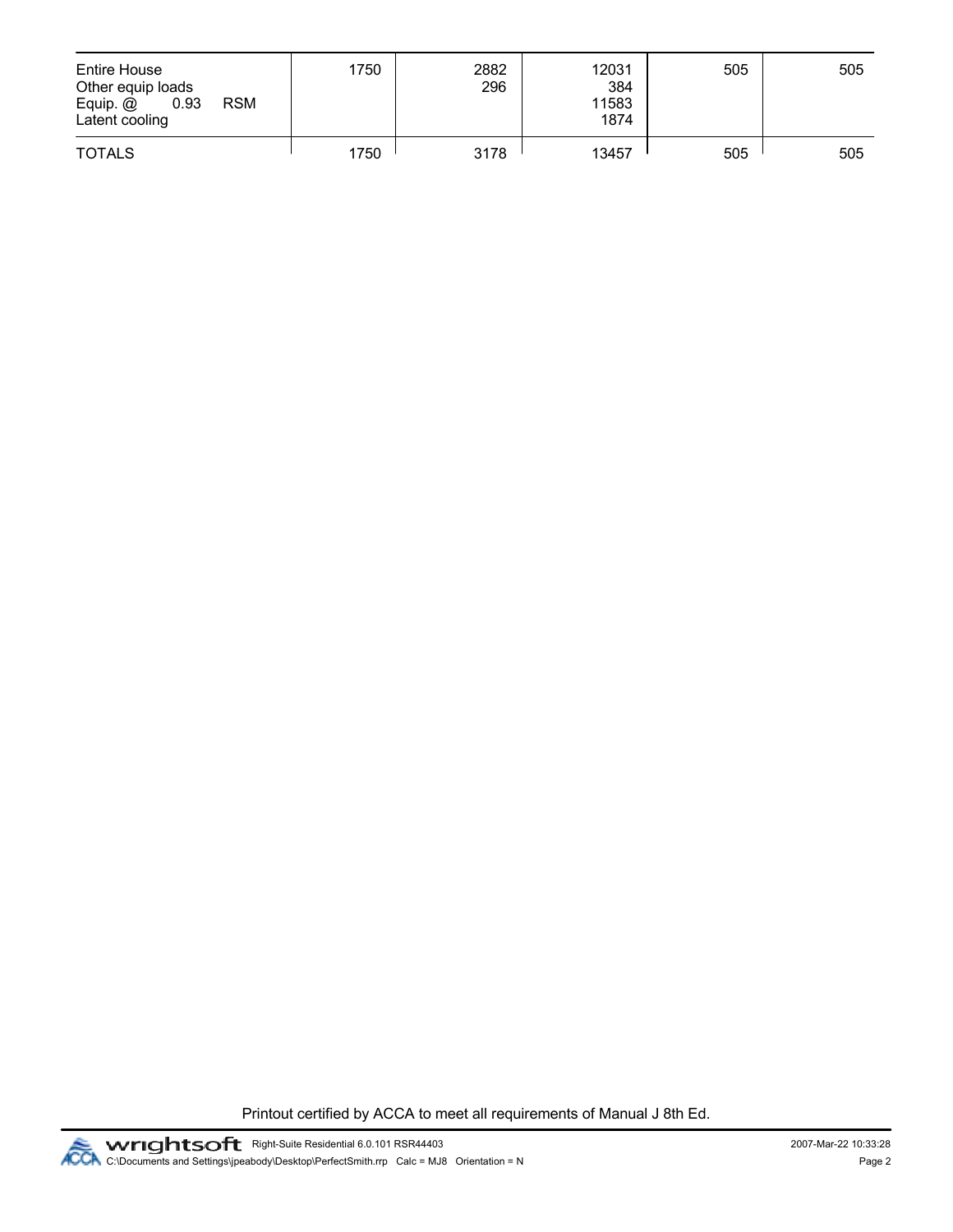| | | | | | |
|---|---|---|---|---|---|
| Entire House<br>Other equip loads<br>Equip. @ 0.93 RSM<br>Latent cooling | 1750 | 2882<br>296 | 12031<br>384<br>11583<br>1874 | 505 | 505 |
| TOTALS | 1750 | 3178 | 13457 | 505 | 505 |

Printout certified by ACCA to meet all requirements of Manual J 8th Ed.

wrightsoft Right-Suite Residential 6.0.101 RSR44403
C:\Documents and Settings\jpeabody\Desktop\PerfectSmith.rrp Calc = MJ8 Orientation = N

2007-Mar-22 10:33:28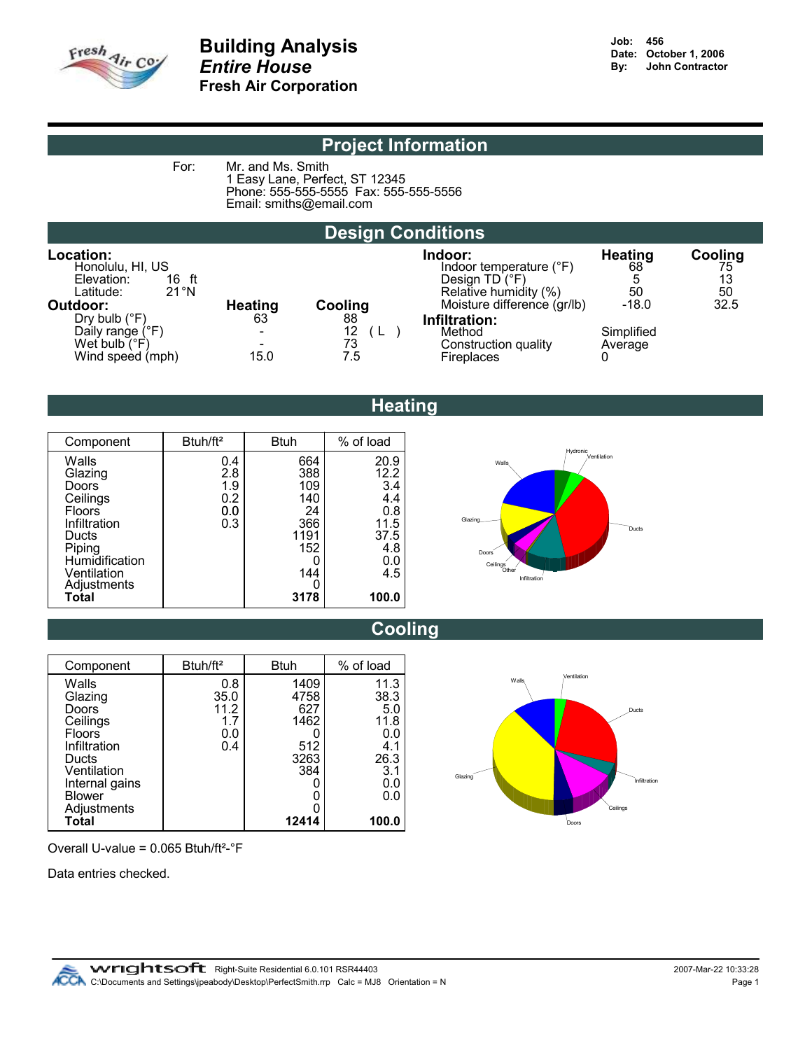# Building Analysis

## *Entire House*

**Fresh Air Corporation**

**Job:** 456
**Date:** October 1, 2006
**By:** John Contractor

## Project Information

For: Mr. and Ms. Smith
1 Easy Lane, Perfect, ST 12345
Phone: 555-555-5555 Fax: 555-555-5556
Email: smiths@email.com

## Design Conditions

**Location:**
Honolulu, HI, US
Elevation: 16 ft
Latitude: 21°N

**Outdoor:**

| | Heating | Cooling |
|---|---|---|
| Dry bulb (°F) | 63 | 88 |
| Daily range (°F) | - | 12 ( L ) |
| Wet bulb (°F) | - | 73 |
| Wind speed (mph) | 15.0 | 7.5 |

**Indoor:**

| | Heating | Cooling |
|---|---|---|
| Indoor temperature (°F) | 68 | 75 |
| Design TD (°F) | 5 | 13 |
| Relative humidity (%) | 50 | 50 |
| Moisture difference (gr/lb) | -18.0 | 32.5 |

**Infiltration:**

| | |
|---|---|
| Method | Simplified |
| Construction quality | Average |
| Fireplaces | 0 |

## Heating

| Component | Btuh/ft² | Btuh | % of load |
|---|---|---|---|
| Walls | 0.4 | 664 | 20.9 |
| Glazing | 2.8 | 388 | 12.2 |
| Doors | 1.9 | 109 | 3.4 |
| Ceilings | 0.2 | 140 | 4.4 |
| Floors | 0.0 | 24 | 0.8 |
| Infiltration | 0.3 | 366 | 11.5 |
| Ducts | | 1191 | 37.5 |
| Piping | | 152 | 4.8 |
| Humidification | | 0 | 0.0 |
| Ventilation | | 144 | 4.5 |
| Adjustments | | 0 | |
| **Total** | | **3178** | **100.0** |

## Cooling

| Component | Btuh/ft² | Btuh | % of load |
|---|---|---|---|
| Walls | 0.8 | 1409 | 11.3 |
| Glazing | 35.0 | 4758 | 38.3 |
| Doors | 11.2 | 627 | 5.0 |
| Ceilings | 1.7 | 1462 | 11.8 |
| Floors | 0.0 | 0 | 0.0 |
| Infiltration | 0.4 | 512 | 4.1 |
| Ducts | | 3263 | 26.3 |
| Ventilation | | 384 | 3.1 |
| Internal gains | | 0 | 0.0 |
| Blower | | 0 | 0.0 |
| Adjustments | | 0 | |
| **Total** | | **12414** | **100.0** |

Overall U-value = 0.065 Btuh/ft²-°F

Data entries checked.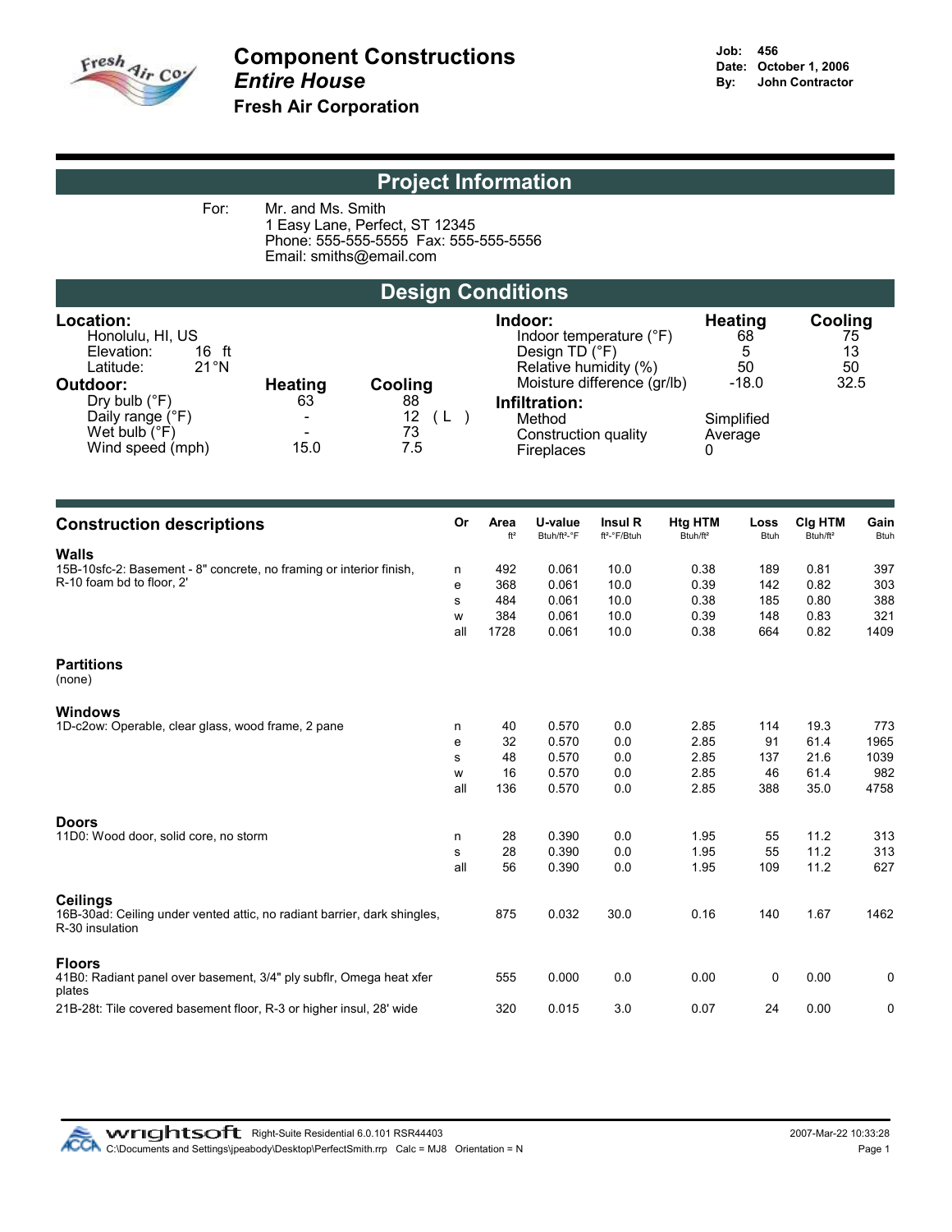# Component Constructions

## *Entire House*

**Fresh Air Corporation**

**Job:** 456
**Date:** October 1, 2006
**By:** John Contractor

## Project Information

For: Mr. and Ms. Smith
1 Easy Lane, Perfect, ST 12345
Phone: 555-555-5555 Fax: 555-555-5556
Email: smiths@email.com

## Design Conditions

**Location:**
Honolulu, HI, US
Elevation: 16 ft
Latitude: 21°N

| **Outdoor:** | **Heating** | **Cooling** |
|---|---|---|
| Dry bulb (°F) | 63 | 88 |
| Daily range (°F) | - | 12 ( L ) |
| Wet bulb (°F) | - | 73 |
| Wind speed (mph) | 15.0 | 7.5 |

| **Indoor:** | **Heating** | **Cooling** |
|---|---|---|
| Indoor temperature (°F) | 68 | 75 |
| Design TD (°F) | 5 | 13 |
| Relative humidity (%) | 50 | 50 |
| Moisture difference (gr/lb) | -18.0 | 32.5 |

**Infiltration:**
Method: Simplified
Construction quality: Average
Fireplaces: 0

| Construction descriptions | Or | Area ft² | U-value Btuh/ft²-°F | Insul R ft²-°F/Btuh | Htg HTM Btuh/ft² | Loss Btuh | Clg HTM Btuh/ft² | Gain Btuh |
|---|---|---|---|---|---|---|---|---|
| **Walls** | | | | | | | | |
| 15B-10sfc-2: Basement - 8" concrete, no framing or interior finish, R-10 foam bd to floor, 2' | n | 492 | 0.061 | 10.0 | 0.38 | 189 | 0.81 | 397 |
| | e | 368 | 0.061 | 10.0 | 0.39 | 142 | 0.82 | 303 |
| | s | 484 | 0.061 | 10.0 | 0.38 | 185 | 0.80 | 388 |
| | w | 384 | 0.061 | 10.0 | 0.39 | 148 | 0.83 | 321 |
| | all | 1728 | 0.061 | 10.0 | 0.38 | 664 | 0.82 | 1409 |
| **Partitions** | | | | | | | | |
| (none) | | | | | | | | |
| **Windows** | | | | | | | | |
| 1D-c2ow: Operable, clear glass, wood frame, 2 pane | n | 40 | 0.570 | 0.0 | 2.85 | 114 | 19.3 | 773 |
| | e | 32 | 0.570 | 0.0 | 2.85 | 91 | 61.4 | 1965 |
| | s | 48 | 0.570 | 0.0 | 2.85 | 137 | 21.6 | 1039 |
| | w | 16 | 0.570 | 0.0 | 2.85 | 46 | 61.4 | 982 |
| | all | 136 | 0.570 | 0.0 | 2.85 | 388 | 35.0 | 4758 |
| **Doors** | | | | | | | | |
| 11D0: Wood door, solid core, no storm | n | 28 | 0.390 | 0.0 | 1.95 | 55 | 11.2 | 313 |
| | s | 28 | 0.390 | 0.0 | 1.95 | 55 | 11.2 | 313 |
| | all | 56 | 0.390 | 0.0 | 1.95 | 109 | 11.2 | 627 |
| **Ceilings** | | | | | | | | |
| 16B-30ad: Ceiling under vented attic, no radiant barrier, dark shingles, R-30 insulation | | 875 | 0.032 | 30.0 | 0.16 | 140 | 1.67 | 1462 |
| **Floors** | | | | | | | | |
| 41B0: Radiant panel over basement, 3/4" ply subflr, Omega heat xfer plates | | 555 | 0.000 | 0.0 | 0.00 | 0 | 0.00 | 0 |
| 21B-28t: Tile covered basement floor, R-3 or higher insul, 28' wide | | 320 | 0.015 | 3.0 | 0.07 | 24 | 0.00 | 0 |

wrightsoft Right-Suite Residential 6.0.101 RSR44403
C:\Documents and Settings\jpeabody\Desktop\PerfectSmith.rrp Calc = MJ8 Orientation = N
2007-Mar-22 10:33:28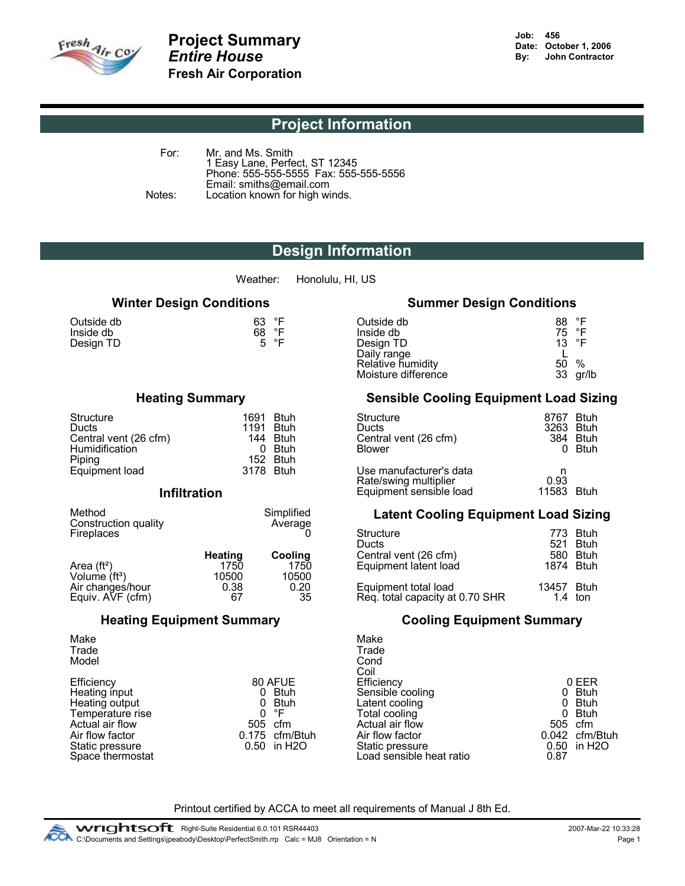# Project Summary
## *Entire House*
**Fresh Air Corporation**

**Job:** 456
**Date:** October 1, 2006
**By:** John Contractor

## Project Information

For: Mr. and Ms. Smith
1 Easy Lane, Perfect, ST 12345
Phone: 555-555-5555 Fax: 555-555-5556
Email: smiths@email.com

Notes: Location known for high winds.

## Design Information

Weather: Honolulu, HI, US

### Winter Design Conditions

| | | |
|---|---|---|
| Outside db | 63 | °F |
| Inside db | 68 | °F |
| Design TD | 5 | °F |

### Summer Design Conditions

| | | |
|---|---|---|
| Outside db | 88 | °F |
| Inside db | 75 | °F |
| Design TD | 13 | °F |
| Daily range | L | |
| Relative humidity | 50 | % |
| Moisture difference | 33 | gr/lb |

### Heating Summary

| | | |
|---|---|---|
| Structure | 1691 | Btuh |
| Ducts | 1191 | Btuh |
| Central vent (26 cfm) | 144 | Btuh |
| Humidification | 0 | Btuh |
| Piping | 152 | Btuh |
| Equipment load | 3178 | Btuh |

### Sensible Cooling Equipment Load Sizing

| | | |
|---|---|---|
| Structure | 8767 | Btuh |
| Ducts | 3263 | Btuh |
| Central vent (26 cfm) | 384 | Btuh |
| Blower | 0 | Btuh |
| Use manufacturer's data | n | |
| Rate/swing multiplier | 0.93 | |
| Equipment sensible load | 11583 | Btuh |

### Infiltration

| | | |
|---|---|---|
| Method | | Simplified |
| Construction quality | | Average |
| Fireplaces | | 0 |
| | **Heating** | **Cooling** |
| Area (ft²) | 1750 | 1750 |
| Volume (ft³) | 10500 | 10500 |
| Air changes/hour | 0.38 | 0.20 |
| Equiv. AVF (cfm) | 67 | 35 |

### Latent Cooling Equipment Load Sizing

| | | |
|---|---|---|
| Structure | 773 | Btuh |
| Ducts | 521 | Btuh |
| Central vent (26 cfm) | 580 | Btuh |
| Equipment latent load | 1874 | Btuh |
| Equipment total load | 13457 | Btuh |
| Req. total capacity at 0.70 SHR | 1.4 | ton |

### Heating Equipment Summary

| | | |
|---|---|---|
| Make | | |
| Trade | | |
| Model | | |
| Efficiency | 80 | AFUE |
| Heating input | 0 | Btuh |
| Heating output | 0 | Btuh |
| Temperature rise | 0 | °F |
| Actual air flow | 505 | cfm |
| Air flow factor | 0.175 | cfm/Btuh |
| Static pressure | 0.50 | in H2O |
| Space thermostat | | |

### Cooling Equipment Summary

| | | |
|---|---|---|
| Make | | |
| Trade | | |
| Cond | | |
| Coil | | |
| Efficiency | 0 | EER |
| Sensible cooling | 0 | Btuh |
| Latent cooling | 0 | Btuh |
| Total cooling | 0 | Btuh |
| Actual air flow | 505 | cfm |
| Air flow factor | 0.042 | cfm/Btuh |
| Static pressure | 0.50 | in H2O |
| Load sensible heat ratio | 0.87 | |

Printout certified by ACCA to meet all requirements of Manual J 8th Ed.

wrightsoft Right-Suite Residential 6.0.101 RSR44403 — 2007-Mar-22 10:33:28
C:\Documents and Settings\jpeabody\Desktop\PerfectSmith.rrp Calc = MJ8 Orientation = N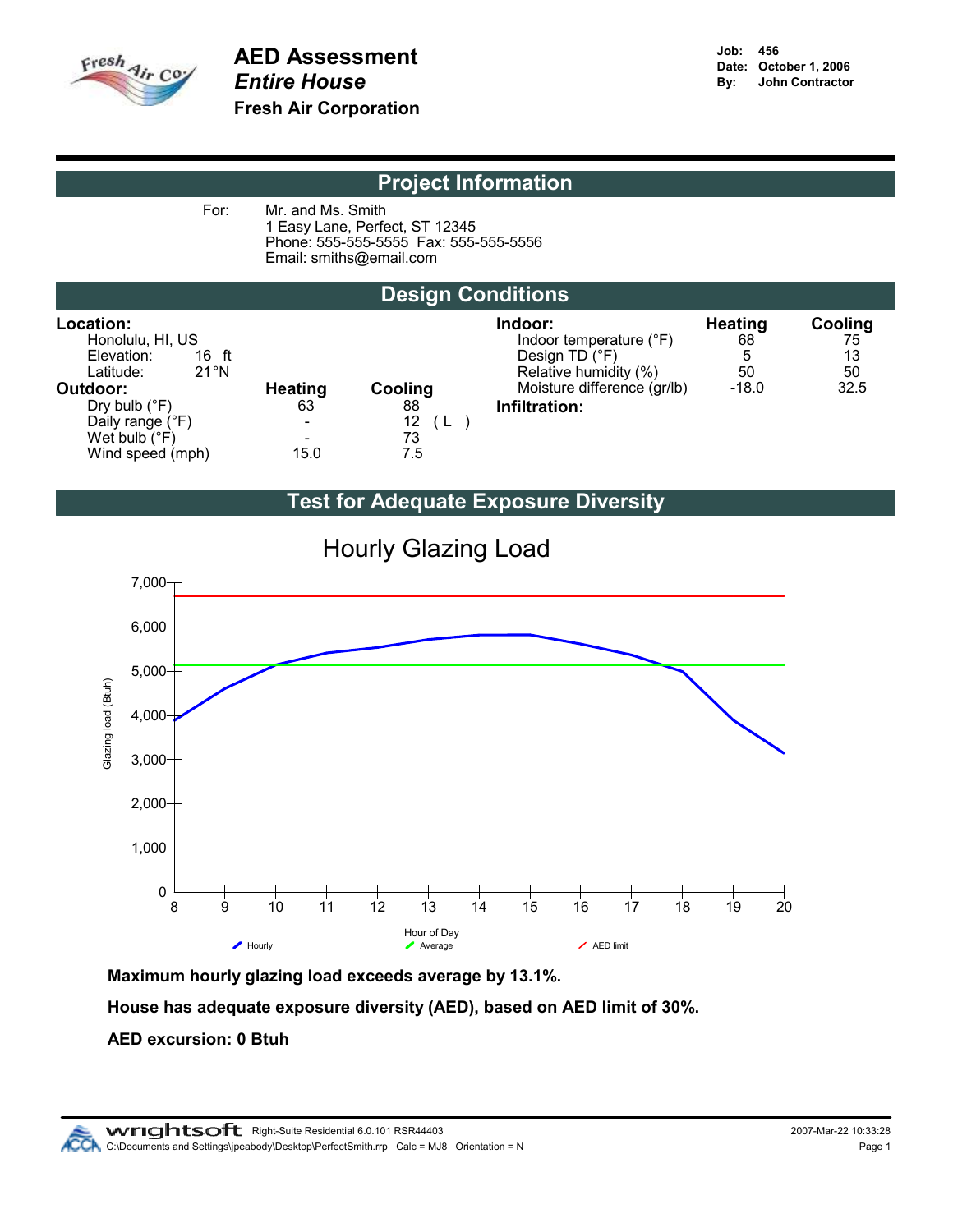# AED Assessment
## *Entire House*
**Fresh Air Corporation**

**Job:** 456
**Date:** October 1, 2006
**By:** John Contractor

## Project Information

For: Mr. and Ms. Smith
1 Easy Lane, Perfect, ST 12345
Phone: 555-555-5555 Fax: 555-555-5556
Email: smiths@email.com

## Design Conditions

**Location:**
Honolulu, HI, US
Elevation: 16 ft
Latitude: 21°N

| **Outdoor:** | **Heating** | **Cooling** |
|---|---|---|
| Dry bulb (°F) | 63 | 88 |
| Daily range (°F) | - | 12 ( L ) |
| Wet bulb (°F) | - | 73 |
| Wind speed (mph) | 15.0 | 7.5 |

| **Indoor:** | **Heating** | **Cooling** |
|---|---|---|
| Indoor temperature (°F) | 68 | 75 |
| Design TD (°F) | 5 | 13 |
| Relative humidity (%) | 50 | 50 |
| Moisture difference (gr/lb) | -18.0 | 32.5 |

**Infiltration:**

## Test for Adequate Exposure Diversity

Hourly Glazing Load

**Maximum hourly glazing load exceeds average by 13.1%.**

**House has adequate exposure diversity (AED), based on AED limit of 30%.**

**AED excursion: 0 Btuh**

wrightsoft Right-Suite Residential 6.0.101 RSR44403 2007-Mar-22 10:33:28
C:\Documents and Settings\jpeabody\Desktop\PerfectSmith.rrp Calc = MJ8 Orientation = N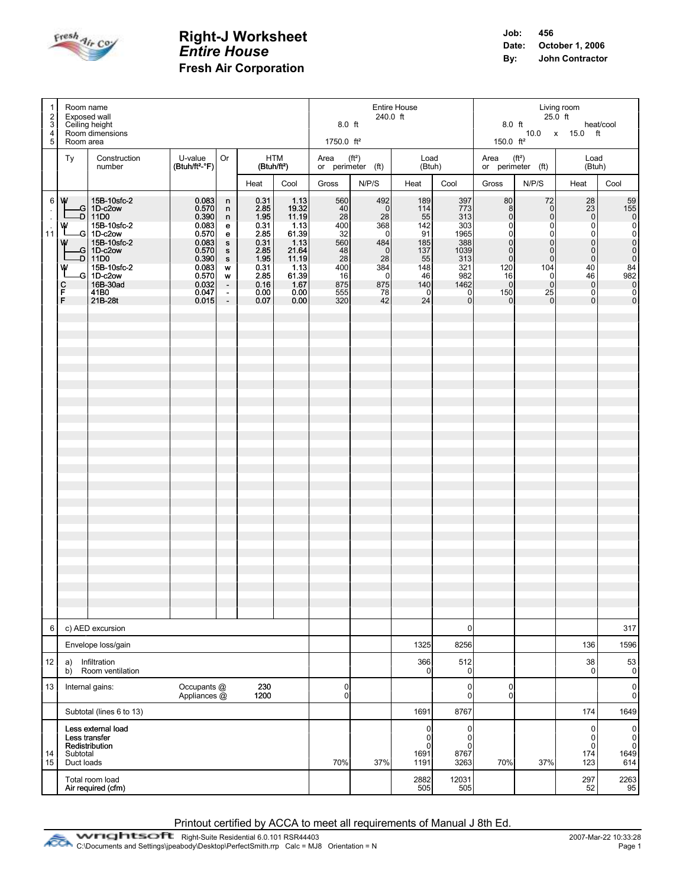# Right-J Worksheet
## *Entire House*
### Fresh Air Corporation

**Job:** 456
**Date:** October 1, 2006
**By:** John Contractor

| | | | | | | | Entire House | | | | Living room | | | |
|---|---|---|---|---|---|---|---|---|---|---|---|---|---|---|
| 1 | Room name | | | | | | Entire House | | | | Living room | | | |
| 2 | Exposed wall | | | | | | 240.0 ft | | | | 25.0 ft | | | |
| 3 | Ceiling height | | | | | | 8.0 ft | | | | 8.0 ft | | heat/cool | |
| 4 | Room dimensions | | | | | | | | | | 10.0 x 15.0 ft | | | |
| 5 | Room area | | | | | | 1750.0 ft² | | | | 150.0 ft² | | | |
| | Ty | Construction number | U-value (Btuh/ft²-°F) | Or | HTM (Btuh/ft²) | | Area (ft²) or perimeter (ft) | | Load (Btuh) | | Area (ft²) or perimeter (ft) | | Load (Btuh) | |
| | | | | | Heat | Cool | Gross | N/P/S | Heat | Cool | Gross | N/P/S | Heat | Cool |
| 6 | W | 15B-10sfc-2 | 0.083 | n | 0.31 | 1.13 | 560 | 492 | 189 | 397 | 80 | 72 | 28 | 59 |
| | G | 1D-c2ow | 0.570 | n | 2.85 | 19.32 | 40 | 0 | 114 | 773 | 8 | 0 | 23 | 155 |
| | D | 11D0 | 0.390 | n | 1.95 | 11.19 | 28 | 28 | 55 | 313 | 0 | 0 | 0 | 0 |
| | W | 15B-10sfc-2 | 0.083 | e | 0.31 | 1.13 | 400 | 368 | 142 | 303 | 0 | 0 | 0 | 0 |
| 11 | G | 1D-c2ow | 0.570 | e | 2.85 | 61.39 | 32 | 0 | 91 | 1965 | 0 | 0 | 0 | 0 |
| | W | 15B-10sfc-2 | 0.083 | s | 0.31 | 1.13 | 560 | 484 | 185 | 388 | 0 | 0 | 0 | 0 |
| | G | 1D-c2ow | 0.570 | s | 2.85 | 21.64 | 48 | 0 | 137 | 1039 | 0 | 0 | 0 | 0 |
| | D | 11D0 | 0.390 | s | 1.95 | 11.19 | 28 | 28 | 55 | 313 | 0 | 0 | 0 | 0 |
| | W | 15B-10sfc-2 | 0.083 | w | 0.31 | 1.13 | 400 | 384 | 148 | 321 | 120 | 104 | 40 | 84 |
| | G | 1D-c2ow | 0.570 | w | 2.85 | 61.39 | 16 | 0 | 46 | 982 | 16 | 0 | 46 | 982 |
| | C | 16B-30ad | 0.032 | - | 0.16 | 1.67 | 875 | 875 | 140 | 1462 | 0 | 0 | 0 | 0 |
| | F | 41B0 | 0.047 | - | 0.00 | 0.00 | 555 | 78 | 0 | 0 | 150 | 25 | 0 | 0 |
| | F | 21B-28t | 0.015 | - | 0.07 | 0.00 | 320 | 42 | 24 | 0 | 0 | 0 | 0 | 0 |
| 6 | c) AED excursion | | | | | | | | | 0 | | | | 317 |
| | Envelope loss/gain | | | | | | | | 1325 | 8256 | | | 136 | 1596 |
| 12 | a) Infiltration | | | | | | | | 366 | 512 | | | 38 | 53 |
| | b) Room ventilation | | | | | | | | 0 | 0 | | | 0 | 0 |
| 13 | Internal gains: | | Occupants @ | | 230 | | 0 | | | 0 | 0 | | | 0 |
| | | | Appliances @ | | 1200 | | 0 | | | 0 | 0 | | | 0 |
| | Subtotal (lines 6 to 13) | | | | | | | | 1691 | 8767 | | | 174 | 1649 |
| | Less external load | | | | | | | | 0 | 0 | | | 0 | 0 |
| | Less transfer | | | | | | | | 0 | 0 | | | 0 | 0 |
| | Redistribution | | | | | | | | 0 | 0 | | | 0 | 0 |
| 14 | Subtotal | | | | | | | | 1691 | 8767 | | | 174 | 1649 |
| 15 | Duct loads | | | | | | 70% | 37% | 1191 | 3263 | 70% | 37% | 123 | 614 |
| | Total room load | | | | | | | | 2882 | 12031 | | | 297 | 2263 |
| | Air required (cfm) | | | | | | | | 505 | 505 | | | 52 | 95 |

Printout certified by ACCA to meet all requirements of Manual J 8th Ed.

wrightsoft Right-Suite Residential 6.0.101 RSR44403
C:\Documents and Settings\jpeabody\Desktop\PerfectSmith.rrp Calc = MJ8 Orientation = N

2007-Mar-22 10:33:28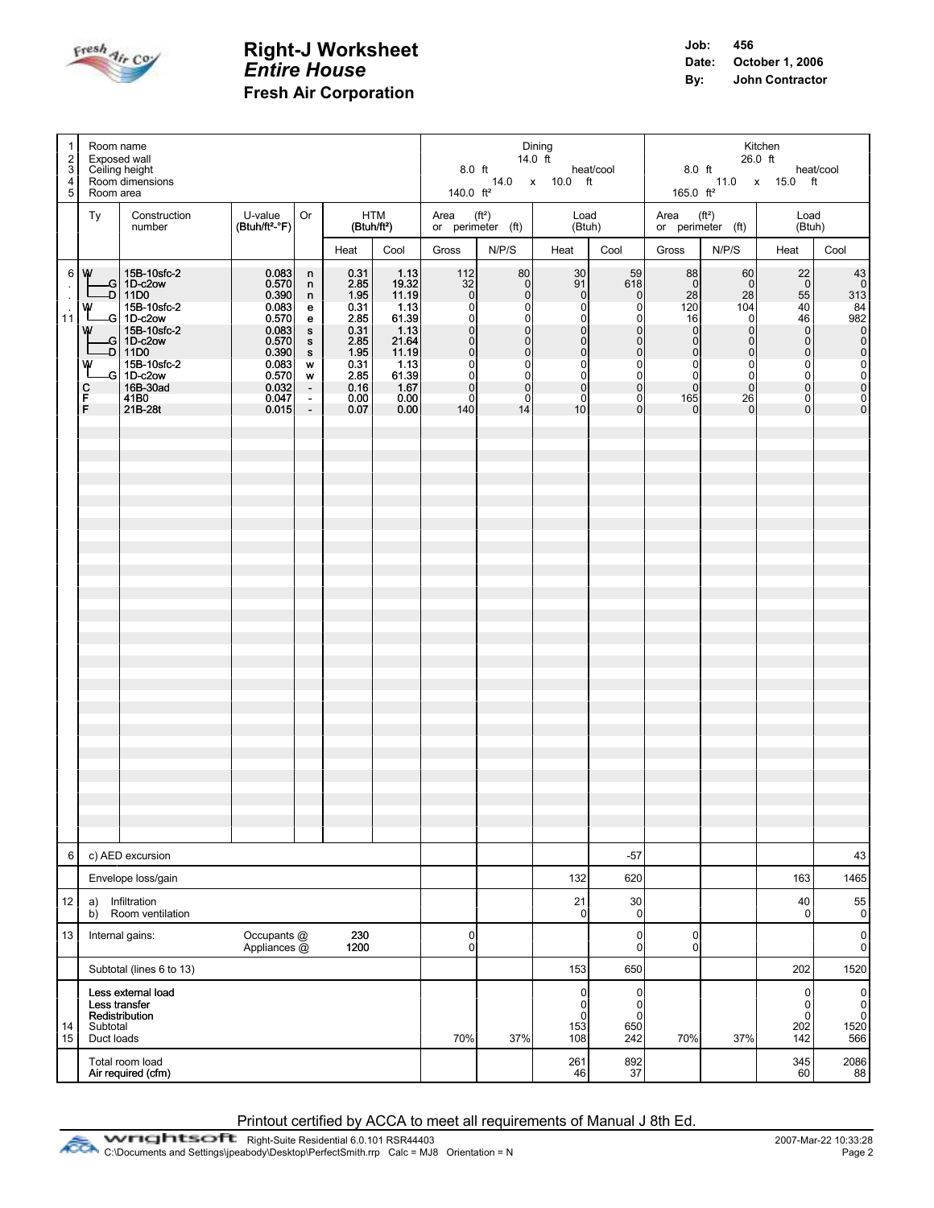# Right-J Worksheet
## *Entire House*
### Fresh Air Corporation

**Job:** 456
**Date:** October 1, 2006
**By:** John Contractor

| Line | Ty | Construction number | U-value (Btuh/ft²-°F) | Or | HTM Heat (Btuh/ft²) | HTM Cool (Btuh/ft²) | Dining Area Gross | Dining N/P/S | Dining Load Heat (Btuh) | Dining Load Cool (Btuh) | Kitchen Area Gross | Kitchen N/P/S | Kitchen Load Heat (Btuh) | Kitchen Load Cool (Btuh) |
|---|---|---|---|---|---|---|---|---|---|---|---|---|---|---|
| 1 | Room name | | | | | | Dining | | | | Kitchen | | | |
| 2 | Exposed wall | | | | | | 14.0 ft | | | | 26.0 ft | | | |
| 3 | Ceiling height | | | | | | 8.0 ft | | heat/cool | | 8.0 ft | | heat/cool | |
| 4 | Room dimensions | | | | | | 14.0 x 10.0 ft | | | | 11.0 x 15.0 ft | | | |
| 5 | Room area | | | | | | 140.0 ft² | | | | 165.0 ft² | | | |
| 6 | W | 15B-10sfc-2 | 0.083 | n | 0.31 | 1.13 | 112 | 80 | 30 | 59 | 88 | 60 | 22 | 43 |
| | G | 1D-c2ow | 0.570 | n | 2.85 | 19.32 | 32 | 0 | 91 | 618 | 0 | 0 | 0 | 0 |
| | D | 11D0 | 0.390 | n | 1.95 | 11.19 | 0 | 0 | 0 | 0 | 28 | 28 | 55 | 313 |
| | W | 15B-10sfc-2 | 0.083 | e | 0.31 | 1.13 | 0 | 0 | 0 | 0 | 120 | 104 | 40 | 84 |
| 11 | G | 1D-c2ow | 0.570 | e | 2.85 | 61.39 | 0 | 0 | 0 | 0 | 16 | 0 | 46 | 982 |
| | W | 15B-10sfc-2 | 0.083 | s | 0.31 | 1.13 | 0 | 0 | 0 | 0 | 0 | 0 | 0 | 0 |
| | G | 1D-c2ow | 0.570 | s | 2.85 | 21.64 | 0 | 0 | 0 | 0 | 0 | 0 | 0 | 0 |
| | D | 11D0 | 0.390 | s | 1.95 | 11.19 | 0 | 0 | 0 | 0 | 0 | 0 | 0 | 0 |
| | W | 15B-10sfc-2 | 0.083 | w | 0.31 | 1.13 | 0 | 0 | 0 | 0 | 0 | 0 | 0 | 0 |
| | G | 1D-c2ow | 0.570 | w | 2.85 | 61.39 | 0 | 0 | 0 | 0 | 0 | 0 | 0 | 0 |
| | C | 16B-30ad | 0.032 | - | 0.16 | 1.67 | 0 | 0 | 0 | 0 | 0 | 0 | 0 | 0 |
| | F | 41B0 | 0.047 | - | 0.00 | 0.00 | 0 | 0 | 0 | 0 | 165 | 26 | 0 | 0 |
| | F | 21B-28t | 0.015 | - | 0.07 | 0.00 | 140 | 14 | 10 | 0 | 0 | 0 | 0 | 0 |
| 6 | c) AED excursion | | | | | | | | | -57 | | | | 43 |
| | Envelope loss/gain | | | | | | | | 132 | 620 | | | 163 | 1465 |
| 12 | a) Infiltration | | | | | | | | 21 | 30 | | | 40 | 55 |
| | b) Room ventilation | | | | | | | | 0 | 0 | | | 0 | 0 |
| 13 | Internal gains: | Occupants @ | | | 230 | | 0 | | | 0 | 0 | | | 0 |
| | | Appliances @ | | | 1200 | | 0 | | | 0 | 0 | | | 0 |
| | Subtotal (lines 6 to 13) | | | | | | | | 153 | 650 | | | 202 | 1520 |
| | Less external load | | | | | | | | 0 | 0 | | | 0 | 0 |
| | Less transfer | | | | | | | | 0 | 0 | | | 0 | 0 |
| | Redistribution | | | | | | | | 0 | 0 | | | 0 | 0 |
| 14 | Subtotal | | | | | | | | 153 | 650 | | | 202 | 1520 |
| 15 | Duct loads | | | | | | 70% | 37% | 108 | 242 | 70% | 37% | 142 | 566 |
| | Total room load | | | | | | | | 261 | 892 | | | 345 | 2086 |
| | Air required (cfm) | | | | | | | | 46 | 37 | | | 60 | 88 |

Printout certified by ACCA to meet all requirements of Manual J 8th Ed.

wrightsoft Right-Suite Residential 6.0.101 RSR44403
C:\Documents and Settings\jpeabody\Desktop\PerfectSmith.rrp Calc = MJ8 Orientation = N
2007-Mar-22 10:33:28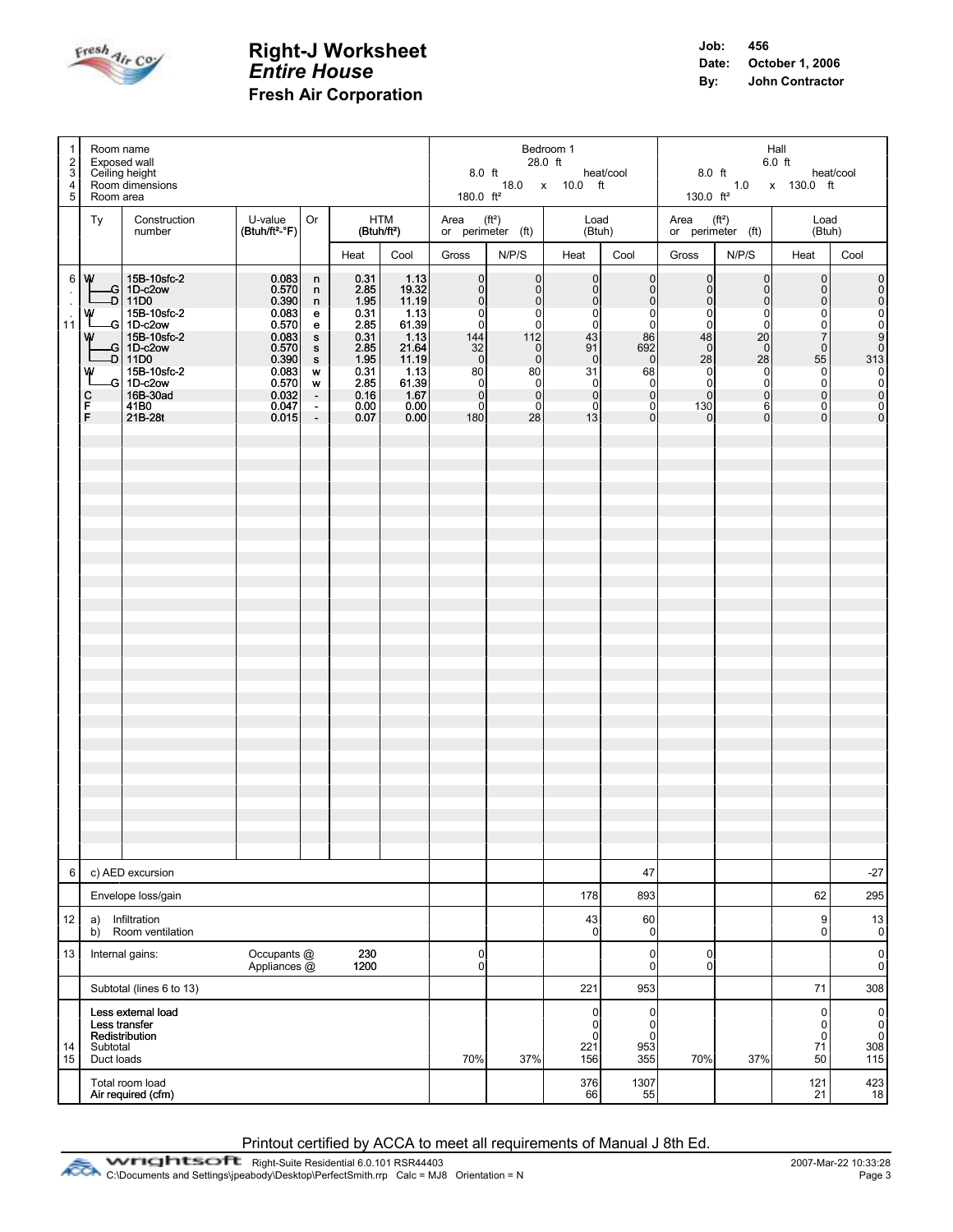# Right-J Worksheet
## *Entire House*
### Fresh Air Corporation

**Job:** 456
**Date:** October 1, 2006
**By:** John Contractor

| | | | | | | | | Bedroom 1 | | | | Hall | | | |
|---|---|---|---|---|---|---|---|---|---|---|---|---|---|---|---|
| 1 | Room name | | | | | | | Bedroom 1 | | | | Hall | | | |
| 2 | Exposed wall | | | | | | | 28.0 ft | | | | 6.0 ft | | | |
| 3 | Ceiling height | | | | | | | 8.0 ft | | heat/cool | | 8.0 ft | | heat/cool | |
| 4 | Room dimensions | | | | | | | 18.0 x 10.0 ft | | | | 1.0 x 130.0 ft | | | |
| 5 | Room area | | | | | | | 180.0 ft² | | | | 130.0 ft² | | | |
| | **Ty** | **Construction number** | **U-value (Btuh/ft²-°F)** | **Or** | **HTM (Btuh/ft²) Heat** | **HTM (Btuh/ft²) Cool** | **Area (ft²) or perimeter (ft) Gross** | **N/P/S** | **Load (Btuh) Heat** | **Load (Btuh) Cool** | **Area (ft²) or perimeter (ft) Gross** | **N/P/S** | **Load (Btuh) Heat** | **Load (Btuh) Cool** | |
| 6 | W | 15B-10sfc-2 | 0.083 | n | 0.31 | 1.13 | 0 | 0 | 0 | 0 | 0 | 0 | 0 | 0 | |
| | G | 1D-c2ow | 0.570 | n | 2.85 | 19.32 | 0 | 0 | 0 | 0 | 0 | 0 | 0 | 0 | |
| | D | 11D0 | 0.390 | n | 1.95 | 11.19 | 0 | 0 | 0 | 0 | 0 | 0 | 0 | 0 | |
| | W | 15B-10sfc-2 | 0.083 | e | 0.31 | 1.13 | 0 | 0 | 0 | 0 | 0 | 0 | 0 | 0 | |
| 11 | G | 1D-c2ow | 0.570 | e | 2.85 | 61.39 | 0 | 0 | 0 | 0 | 0 | 0 | 0 | 0 | |
| | W | 15B-10sfc-2 | 0.083 | s | 0.31 | 1.13 | 144 | 112 | 43 | 86 | 48 | 20 | 7 | 9 | |
| | G | 1D-c2ow | 0.570 | s | 2.85 | 21.64 | 32 | 0 | 91 | 692 | 0 | 0 | 0 | 0 | |
| | D | 11D0 | 0.390 | s | 1.95 | 11.19 | 0 | 0 | 0 | 0 | 28 | 28 | 55 | 313 | |
| | W | 15B-10sfc-2 | 0.083 | w | 0.31 | 1.13 | 80 | 80 | 31 | 68 | 0 | 0 | 0 | 0 | |
| | G | 1D-c2ow | 0.570 | w | 2.85 | 61.39 | 0 | 0 | 0 | 0 | 0 | 0 | 0 | 0 | |
| | C | 16B-30ad | 0.032 | - | 0.16 | 1.67 | 0 | 0 | 0 | 0 | 0 | 0 | 0 | 0 | |
| | F | 41B0 | 0.047 | - | 0.00 | 0.00 | 0 | 0 | 0 | 0 | 130 | 6 | 0 | 0 | |
| | F | 21B-28t | 0.015 | - | 0.07 | 0.00 | 180 | 28 | 13 | 0 | 0 | 0 | 0 | 0 | |
| 6 | c) AED excursion | | | | | | | | | 47 | | | | -27 | |
| | Envelope loss/gain | | | | | | | | 178 | 893 | | | 62 | 295 | |
| 12 | a) Infiltration | | | | | | | | 43 | 60 | | | 9 | 13 | |
| | b) Room ventilation | | | | | | | | 0 | 0 | | | 0 | 0 | |
| 13 | Internal gains: | | Occupants @ | | 230 | | 0 | | | 0 | 0 | | | 0 | |
| | | | Appliances @ | | 1200 | | 0 | | | 0 | 0 | | | 0 | |
| | Subtotal (lines 6 to 13) | | | | | | | | 221 | 953 | | | 71 | 308 | |
| | Less external load | | | | | | | | 0 | 0 | | | 0 | 0 | |
| | Less transfer | | | | | | | | 0 | 0 | | | 0 | 0 | |
| | Redistribution | | | | | | | | 0 | 0 | | | 0 | 0 | |
| 14 | Subtotal | | | | | | | | 221 | 953 | | | 71 | 308 | |
| 15 | Duct loads | | | | | | 70% | 37% | 156 | 355 | 70% | 37% | 50 | 115 | |
| | Total room load | | | | | | | | 376 | 1307 | | | 121 | 423 | |
| | Air required (cfm) | | | | | | | | 66 | 55 | | | 21 | 18 | |

Printout certified by ACCA to meet all requirements of Manual J 8th Ed.

wrightsoft Right-Suite Residential 6.0.101 RSR44403
C:\Documents and Settings\jpeabody\Desktop\PerfectSmith.rrp Calc = MJ8 Orientation = N

2007-Mar-22 10:33:28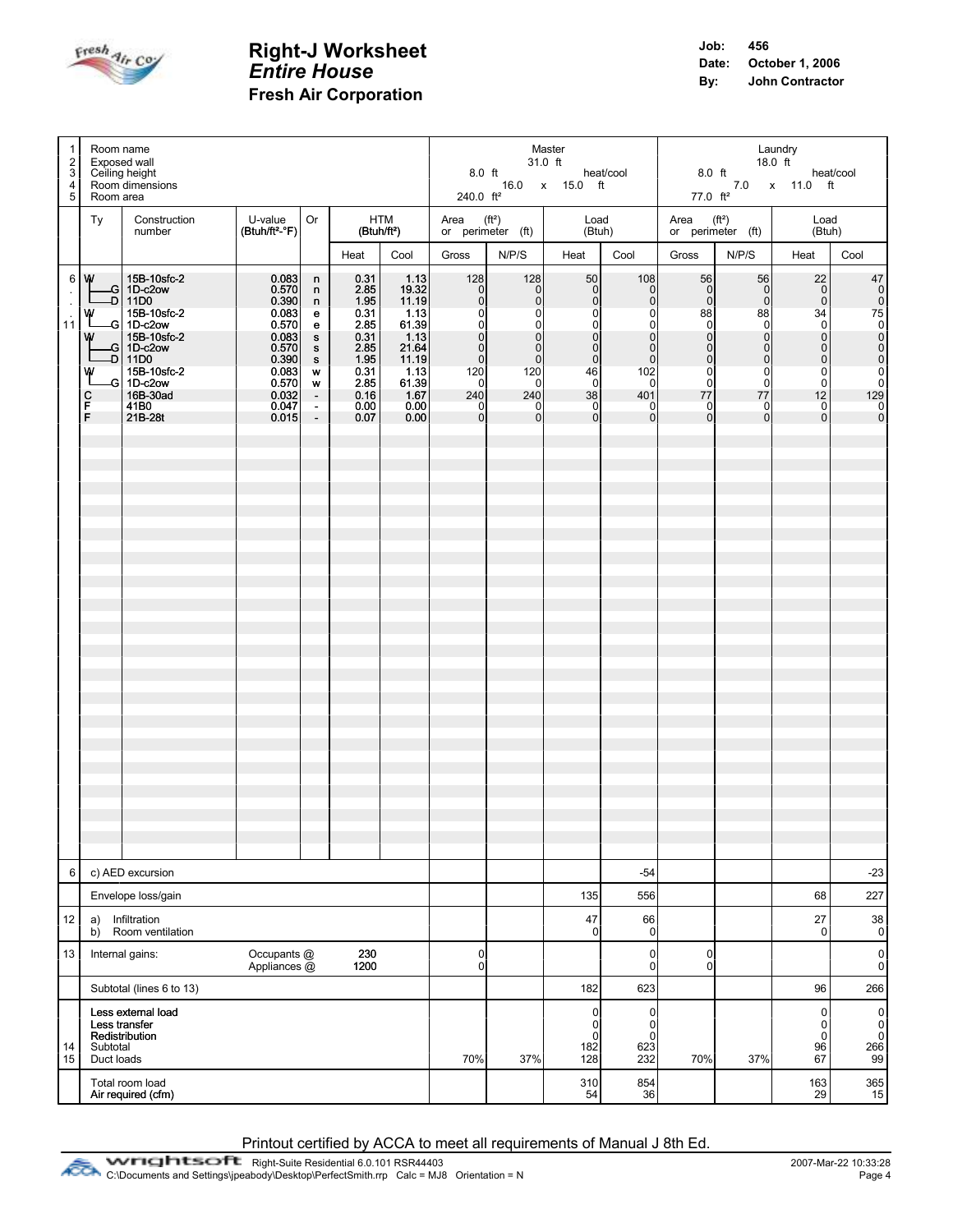# Right-J Worksheet
## *Entire House*
### Fresh Air Corporation

**Job:** 456
**Date:** October 1, 2006
**By:** John Contractor

| | | | | | | | Master | | | | Laundry | | | |
|---|---|---|---|---|---|---|---|---|---|---|---|---|---|---|
| 1 | Room name | | | | | | Master | | | | Laundry | | | |
| 2 | Exposed wall | | | | | | 31.0 ft | | | | 18.0 ft | | | |
| 3 | Ceiling height | | | | | | 8.0 ft | | heat/cool | | 8.0 ft | | heat/cool | |
| 4 | Room dimensions | | | | | | 16.0 x 15.0 ft | | | | 7.0 x 11.0 ft | | | |
| 5 | Room area | | | | | | 240.0 ft² | | | | 77.0 ft² | | | |
| | Ty | Construction number | U-value (Btuh/ft²-°F) | Or | HTM (Btuh/ft²) Heat | HTM (Btuh/ft²) Cool | Area (ft²) or perimeter (ft) Gross | N/P/S | Load (Btuh) Heat | Load (Btuh) Cool | Area (ft²) or perimeter (ft) Gross | N/P/S | Load (Btuh) Heat | Load (Btuh) Cool |
| 6 | W | 15B-10sfc-2 | 0.083 | n | 0.31 | 1.13 | 128 | 128 | 50 | 108 | 56 | 56 | 22 | 47 |
| | G | 1D-c2ow | 0.570 | n | 2.85 | 19.32 | 0 | 0 | 0 | 0 | 0 | 0 | 0 | 0 |
| | D | 11D0 | 0.390 | n | 1.95 | 11.19 | 0 | 0 | 0 | 0 | 0 | 0 | 0 | 0 |
| | W | 15B-10sfc-2 | 0.083 | e | 0.31 | 1.13 | 0 | 0 | 0 | 0 | 88 | 88 | 34 | 75 |
| 11 | G | 1D-c2ow | 0.570 | e | 2.85 | 61.39 | 0 | 0 | 0 | 0 | 0 | 0 | 0 | 0 |
| | W | 15B-10sfc-2 | 0.083 | s | 0.31 | 1.13 | 0 | 0 | 0 | 0 | 0 | 0 | 0 | 0 |
| | G | 1D-c2ow | 0.570 | s | 2.85 | 21.64 | 0 | 0 | 0 | 0 | 0 | 0 | 0 | 0 |
| | D | 11D0 | 0.390 | s | 1.95 | 11.19 | 0 | 0 | 0 | 0 | 0 | 0 | 0 | 0 |
| | W | 15B-10sfc-2 | 0.083 | w | 0.31 | 1.13 | 120 | 120 | 46 | 102 | 0 | 0 | 0 | 0 |
| | G | 1D-c2ow | 0.570 | w | 2.85 | 61.39 | 0 | 0 | 0 | 0 | 0 | 0 | 0 | 0 |
| | C | 16B-30ad | 0.032 | - | 0.16 | 1.67 | 240 | 240 | 38 | 401 | 77 | 77 | 12 | 129 |
| | F | 41B0 | 0.047 | - | 0.00 | 0.00 | 0 | 0 | 0 | 0 | 0 | 0 | 0 | 0 |
| | F | 21B-28t | 0.015 | - | 0.07 | 0.00 | 0 | 0 | 0 | 0 | 0 | 0 | 0 | 0 |
| 6 | c) AED excursion | | | | | | | | | -54 | | | | -23 |
| | Envelope loss/gain | | | | | | | | 135 | 556 | | | 68 | 227 |
| 12 | a) Infiltration | | | | | | | | 47 | 66 | | | 27 | 38 |
| | b) Room ventilation | | | | | | | | 0 | 0 | | | 0 | 0 |
| 13 | Internal gains: | | Occupants @ | | 230 | | 0 | | | 0 | 0 | | | 0 |
| | | | Appliances @ | | 1200 | | 0 | | | 0 | 0 | | | 0 |
| | Subtotal (lines 6 to 13) | | | | | | | | 182 | 623 | | | 96 | 266 |
| | Less external load | | | | | | | | 0 | 0 | | | 0 | 0 |
| | Less transfer | | | | | | | | 0 | 0 | | | 0 | 0 |
| | Redistribution | | | | | | | | 0 | 0 | | | 0 | 0 |
| 14 | Subtotal | | | | | | | | 182 | 623 | | | 96 | 266 |
| 15 | Duct loads | | | | | | 70% | 37% | 128 | 232 | 70% | 37% | 67 | 99 |
| | Total room load | | | | | | | | 310 | 854 | | | 163 | 365 |
| | Air required (cfm) | | | | | | | | 54 | 36 | | | 29 | 15 |

Printout certified by ACCA to meet all requirements of Manual J 8th Ed.

wrightsoft Right-Suite Residential 6.0.101 RSR44403
C:\Documents and Settings\jpeabody\Desktop\PerfectSmith.rrp Calc = MJ8 Orientation = N
2007-Mar-22 10:33:28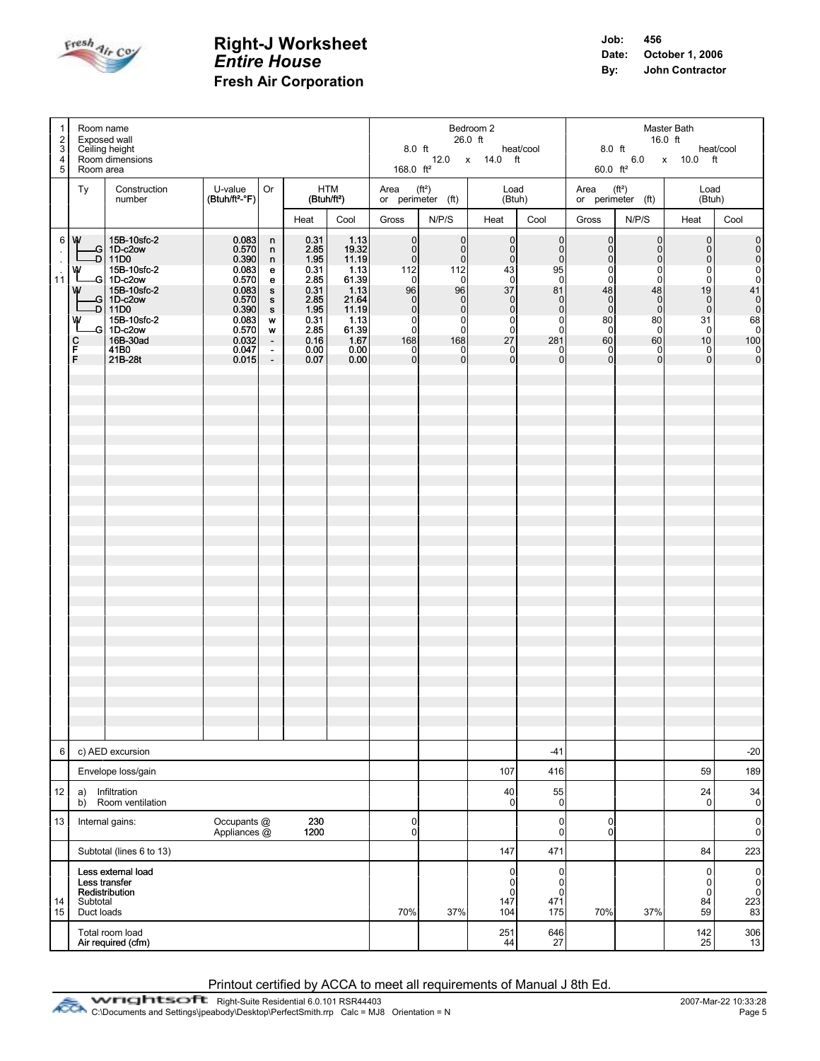# Right-J Worksheet
## *Entire House*
### Fresh Air Corporation

**Job:** 456
**Date:** October 1, 2006
**By:** John Contractor

| | Ty | Construction number | U-value (Btuh/ft²-°F) | Or | HTM Heat (Btuh/ft²) | HTM Cool (Btuh/ft²) | Bedroom 2 Area (ft²) or perimeter (ft) Gross | N/P/S | Load (Btuh) Heat | Cool | Master Bath Area (ft²) or perimeter (ft) Gross | N/P/S | Load (Btuh) Heat | Cool |
|---|---|---|---|---|---|---|---|---|---|---|---|---|---|---|
| 1 | Room name | | | | | | Bedroom 2 | | | | Master Bath | | | |
| 2 | Exposed wall | | | | | | 26.0 ft | | | | 16.0 ft | | | |
| 3 | Ceiling height | | | | | | 8.0 ft | | heat/cool | | 8.0 ft | | heat/cool | |
| 4 | Room dimensions | | | | | | 12.0 x 14.0 ft | | | | 6.0 x 10.0 ft | | | |
| 5 | Room area | | | | | | 168.0 ft² | | | | 60.0 ft² | | | |
| 6 | W | 15B-10sfc-2 | 0.083 | n | 0.31 | 1.13 | 0 | 0 | 0 | 0 | 0 | 0 | 0 | 0 |
| | G | 1D-c2ow | 0.570 | n | 2.85 | 19.32 | 0 | 0 | 0 | 0 | 0 | 0 | 0 | 0 |
| | D | 11D0 | 0.390 | n | 1.95 | 11.19 | 0 | 0 | 0 | 0 | 0 | 0 | 0 | 0 |
| | W | 15B-10sfc-2 | 0.083 | e | 0.31 | 1.13 | 112 | 112 | 43 | 95 | 0 | 0 | 0 | 0 |
| 11 | G | 1D-c2ow | 0.570 | e | 2.85 | 61.39 | 0 | 0 | 0 | 0 | 0 | 0 | 0 | 0 |
| | W | 15B-10sfc-2 | 0.083 | s | 0.31 | 1.13 | 96 | 96 | 37 | 81 | 48 | 48 | 19 | 41 |
| | G | 1D-c2ow | 0.570 | s | 2.85 | 21.64 | 0 | 0 | 0 | 0 | 0 | 0 | 0 | 0 |
| | D | 11D0 | 0.390 | s | 1.95 | 11.19 | 0 | 0 | 0 | 0 | 0 | 0 | 0 | 0 |
| | W | 15B-10sfc-2 | 0.083 | w | 0.31 | 1.13 | 0 | 0 | 0 | 0 | 80 | 80 | 31 | 68 |
| | G | 1D-c2ow | 0.570 | w | 2.85 | 61.39 | 0 | 0 | 0 | 0 | 0 | 0 | 0 | 0 |
| | C | 16B-30ad | 0.032 | - | 0.16 | 1.67 | 168 | 168 | 27 | 281 | 60 | 60 | 10 | 100 |
| | F | 41B0 | 0.047 | - | 0.00 | 0.00 | 0 | 0 | 0 | 0 | 0 | 0 | 0 | 0 |
| | F | 21B-28t | 0.015 | - | 0.07 | 0.00 | 0 | 0 | 0 | 0 | 0 | 0 | 0 | 0 |
| 6 | c) AED excursion | | | | | | | | | -41 | | | | -20 |
| | Envelope loss/gain | | | | | | | | 107 | 416 | | | 59 | 189 |
| 12 | a) Infiltration | | | | | | | | 40 | 55 | | | 24 | 34 |
| | b) Room ventilation | | | | | | | | 0 | 0 | | | 0 | 0 |
| 13 | Internal gains: | | Occupants @ | | 230 | | 0 | | | 0 | 0 | | | 0 |
| | | | Appliances @ | | 1200 | | 0 | | | 0 | 0 | | | 0 |
| | Subtotal (lines 6 to 13) | | | | | | | | 147 | 471 | | | 84 | 223 |
| | Less external load | | | | | | | | 0 | 0 | | | 0 | 0 |
| | Less transfer | | | | | | | | 0 | 0 | | | 0 | 0 |
| | Redistribution | | | | | | | | 0 | 0 | | | 0 | 0 |
| 14 | Subtotal | | | | | | | | 147 | 471 | | | 84 | 223 |
| 15 | Duct loads | | | | | | 70% | 37% | 104 | 175 | 70% | 37% | 59 | 83 |
| | Total room load | | | | | | | | 251 | 646 | | | 142 | 306 |
| | Air required (cfm) | | | | | | | | 44 | 27 | | | 25 | 13 |

Printout certified by ACCA to meet all requirements of Manual J 8th Ed.

wrightsoft Right-Suite Residential 6.0.101 RSR44403
C:\Documents and Settings\jpeabody\Desktop\PerfectSmith.rrp Calc = MJ8 Orientation = N

2007-Mar-22 10:33:28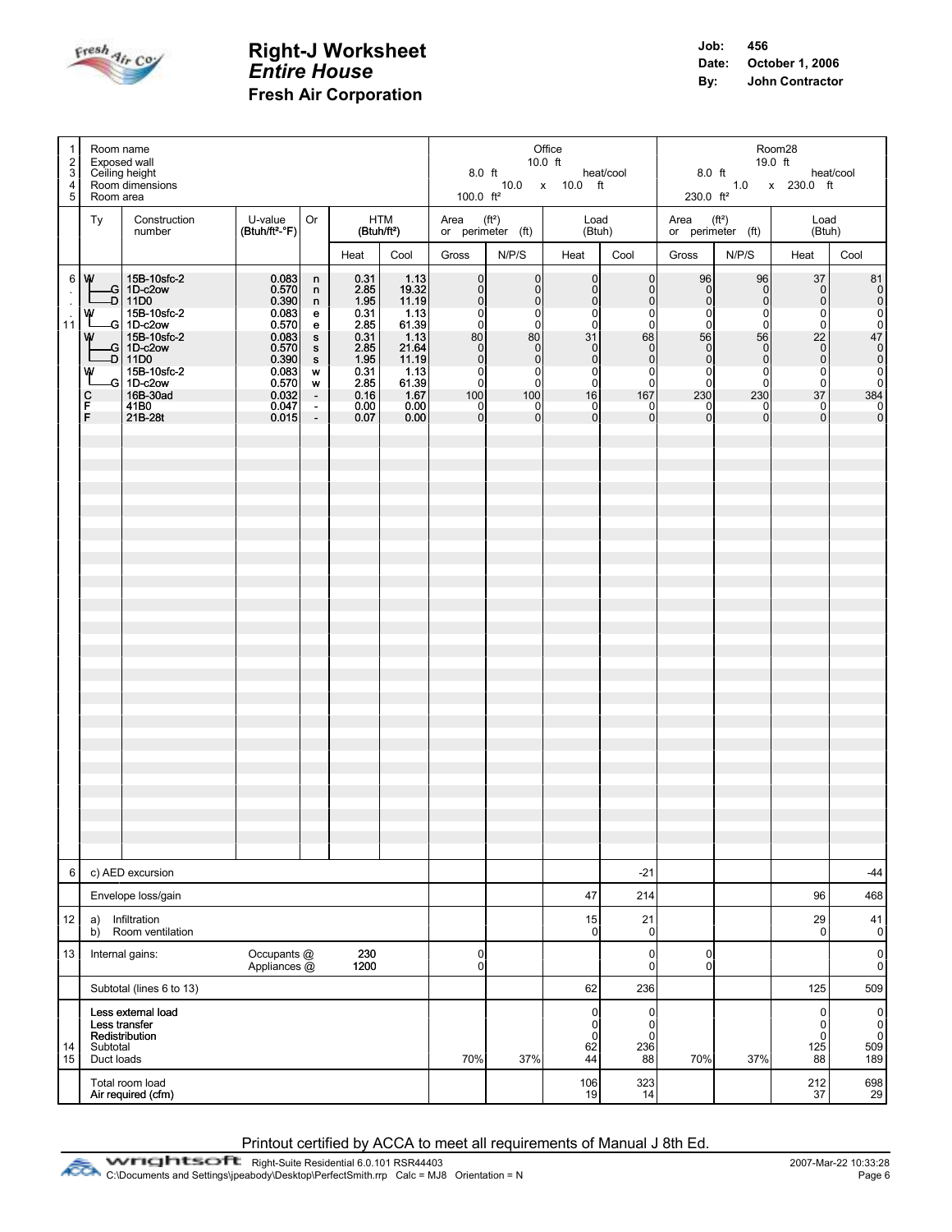# Right-J Worksheet

## *Entire House*

### Fresh Air Corporation

**Job:** 456
**Date:** October 1, 2006
**By:** John Contractor

| | | | | | | | Office | | | | Room28 | | | |
|---|---|---|---|---|---|---|---|---|---|---|---|---|---|---|
| 1 | Room name | | | | | | Office | | | | Room28 | | | |
| 2 | Exposed wall | | | | | | 10.0 ft | | | | 19.0 ft | | | |
| 3 | Ceiling height | | | | | | 8.0 ft | | heat/cool | | 8.0 ft | | heat/cool | |
| 4 | Room dimensions | | | | | | 10.0 x 10.0 ft | | | | 1.0 x 230.0 ft | | | |
| 5 | Room area | | | | | | 100.0 ft² | | | | 230.0 ft² | | | |
| | Ty | Construction number | U-value (Btuh/ft²-°F) | Or | HTM (Btuh/ft²) Heat | HTM (Btuh/ft²) Cool | Area (ft²) or perimeter (ft) Gross | N/P/S | Load (Btuh) Heat | Load (Btuh) Cool | Area (ft²) or perimeter (ft) Gross | N/P/S | Load (Btuh) Heat | Load (Btuh) Cool |
| 6 | W | 15B-10sfc-2 | 0.083 | n | 0.31 | 1.13 | 0 | 0 | 0 | 0 | 96 | 96 | 37 | 81 |
| | G | 1D-c2ow | 0.570 | n | 2.85 | 19.32 | 0 | 0 | 0 | 0 | 0 | 0 | 0 | 0 |
| | D | 11D0 | 0.390 | n | 1.95 | 11.19 | 0 | 0 | 0 | 0 | 0 | 0 | 0 | 0 |
| | W | 15B-10sfc-2 | 0.083 | e | 0.31 | 1.13 | 0 | 0 | 0 | 0 | 0 | 0 | 0 | 0 |
| 11 | G | 1D-c2ow | 0.570 | e | 2.85 | 61.39 | 0 | 0 | 0 | 0 | 0 | 0 | 0 | 0 |
| | W | 15B-10sfc-2 | 0.083 | s | 0.31 | 1.13 | 80 | 80 | 31 | 68 | 56 | 56 | 22 | 47 |
| | G | 1D-c2ow | 0.570 | s | 2.85 | 21.64 | 0 | 0 | 0 | 0 | 0 | 0 | 0 | 0 |
| | D | 11D0 | 0.390 | s | 1.95 | 11.19 | 0 | 0 | 0 | 0 | 0 | 0 | 0 | 0 |
| | W | 15B-10sfc-2 | 0.083 | w | 0.31 | 1.13 | 0 | 0 | 0 | 0 | 0 | 0 | 0 | 0 |
| | G | 1D-c2ow | 0.570 | w | 2.85 | 61.39 | 0 | 0 | 0 | 0 | 0 | 0 | 0 | 0 |
| | C | 16B-30ad | 0.032 | - | 0.16 | 1.67 | 100 | 100 | 16 | 167 | 230 | 230 | 37 | 384 |
| | F | 41B0 | 0.047 | - | 0.00 | 0.00 | 0 | 0 | 0 | 0 | 0 | 0 | 0 | 0 |
| | F | 21B-28t | 0.015 | - | 0.07 | 0.00 | 0 | 0 | 0 | 0 | 0 | 0 | 0 | 0 |
| 6 | c) AED excursion | | | | | | | | | -21 | | | | -44 |
| | Envelope loss/gain | | | | | | | | 47 | 214 | | | 96 | 468 |
| 12 | a) Infiltration | | | | | | | | 15 | 21 | | | 29 | 41 |
| | b) Room ventilation | | | | | | | | 0 | 0 | | | 0 | 0 |
| 13 | Internal gains: | Occupants @ | | | 230 | | 0 | | | 0 | 0 | | | 0 |
| | | Appliances @ | | | 1200 | | 0 | | | 0 | 0 | | | 0 |
| | Subtotal (lines 6 to 13) | | | | | | | | 62 | 236 | | | 125 | 509 |
| | Less external load | | | | | | | | 0 | 0 | | | 0 | 0 |
| | Less transfer | | | | | | | | 0 | 0 | | | 0 | 0 |
| | Redistribution | | | | | | | | 0 | 0 | | | 0 | 0 |
| 14 | Subtotal | | | | | | | | 62 | 236 | | | 125 | 509 |
| 15 | Duct loads | | | | | | 70% | 37% | 44 | 88 | 70% | 37% | 88 | 189 |
| | Total room load | | | | | | | | 106 | 323 | | | 212 | 698 |
| | Air required (cfm) | | | | | | | | 19 | 14 | | | 37 | 29 |

Printout certified by ACCA to meet all requirements of Manual J 8th Ed.

wrightsoft Right-Suite Residential 6.0.101 RSR44403
C:\Documents and Settings\jpeabody\Desktop\PerfectSmith.rrp Calc = MJ8 Orientation = N

2007-Mar-22 10:33:28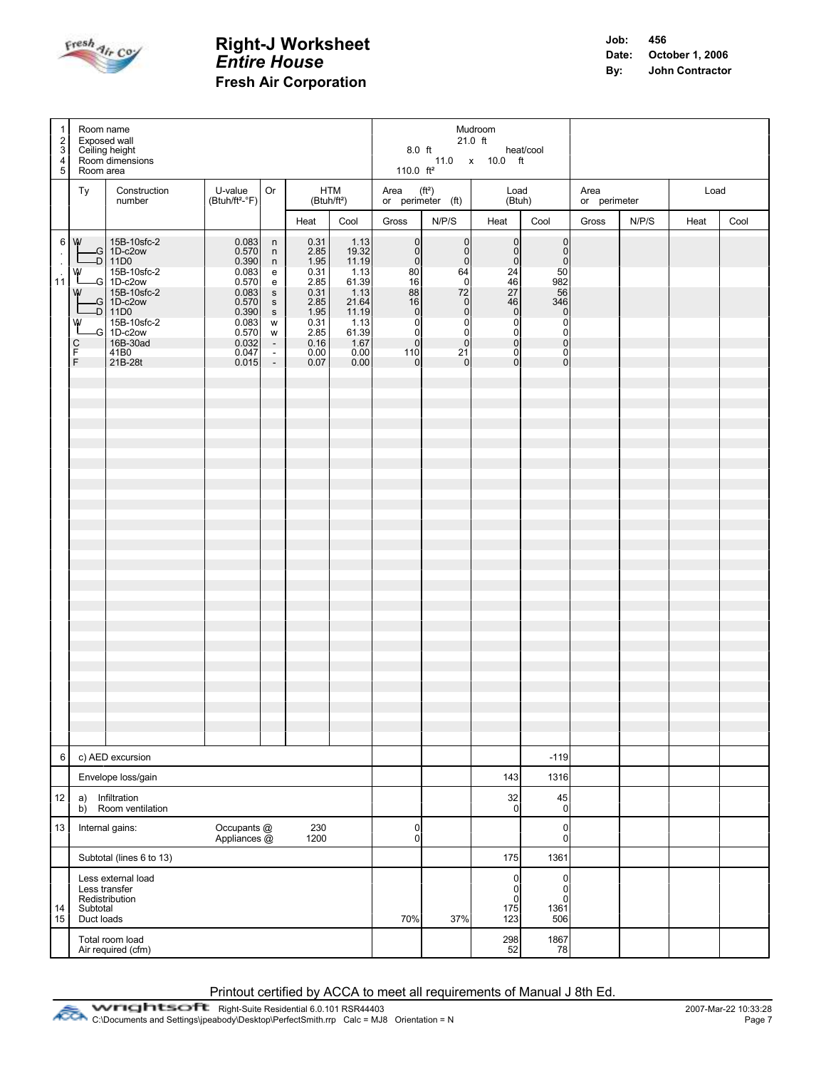# Right-J Worksheet

## *Entire House*

### Fresh Air Corporation

**Job:** 456
**Date:** October 1, 2006
**By:** John Contractor

| Line | | | | | | | | | | | | | | | | |
|---|---|---|---|---|---|---|---|---|---|---|---|---|---|---|---|---|
| 1 | Room name | | | | | | Mudroom | | | | | | | | | |
| 2 | Exposed wall | | | | | | 21.0 ft | | | | | | | | | |
| 3 | Ceiling height | | | | | | 8.0 ft | | heat/cool | | | | | | | |
| 4 | Room dimensions | | | | | | 11.0 x 10.0 ft | | | | | | | | | |
| 5 | Room area | | | | | | 110.0 ft² | | | | | | | | | |
| | Ty | Construction number | U-value (Btuh/ft²-°F) | Or | HTM (Btuh/ft²) | | Area (ft²) or perimeter (ft) | | Load (Btuh) | | Area or perimeter | | Load | |
| | | | | | Heat | Cool | Gross | N/P/S | Heat | Cool | Gross | N/P/S | Heat | Cool |
| 6 | W | 15B-10sfc-2 | 0.083 | n | 0.31 | 1.13 | 0 | 0 | 0 | 0 | | | | |
| | G | 1D-c2ow | 0.570 | n | 2.85 | 19.32 | 0 | 0 | 0 | 0 | | | | |
| | D | 11D0 | 0.390 | n | 1.95 | 11.19 | 0 | 0 | 0 | 0 | | | | |
| | W | 15B-10sfc-2 | 0.083 | e | 0.31 | 1.13 | 80 | 64 | 24 | 50 | | | | |
| 11 | G | 1D-c2ow | 0.570 | e | 2.85 | 61.39 | 16 | 0 | 46 | 982 | | | | |
| | W | 15B-10sfc-2 | 0.083 | s | 0.31 | 1.13 | 88 | 72 | 27 | 56 | | | | |
| | G | 1D-c2ow | 0.570 | s | 2.85 | 21.64 | 16 | 0 | 46 | 346 | | | | |
| | D | 11D0 | 0.390 | s | 1.95 | 11.19 | 0 | 0 | 0 | 0 | | | | |
| | W | 15B-10sfc-2 | 0.083 | w | 0.31 | 1.13 | 0 | 0 | 0 | 0 | | | | |
| | G | 1D-c2ow | 0.570 | w | 2.85 | 61.39 | 0 | 0 | 0 | 0 | | | | |
| | C | 16B-30ad | 0.032 | - | 0.16 | 1.67 | 0 | 0 | 0 | 0 | | | | |
| | F | 41B0 | 0.047 | - | 0.00 | 0.00 | 110 | 21 | 0 | 0 | | | | |
| | F | 21B-28t | 0.015 | - | 0.07 | 0.00 | 0 | 0 | 0 | 0 | | | | |
| 6 | c) AED excursion | | | | | | | | | -119 | | | | |
| | Envelope loss/gain | | | | | | | | 143 | 1316 | | | | |
| 12 | a) Infiltration | | | | | | | | 32 | 45 | | | | |
| | b) Room ventilation | | | | | | | | 0 | 0 | | | | |
| 13 | Internal gains: | | Occupants @ | | 230 | | 0 | | | 0 | | | | |
| | | | Appliances @ | | 1200 | | 0 | | | 0 | | | | |
| | Subtotal (lines 6 to 13) | | | | | | | | 175 | 1361 | | | | |
| | Less external load | | | | | | | | 0 | 0 | | | | |
| | Less transfer | | | | | | | | 0 | 0 | | | | |
| | Redistribution | | | | | | | | 0 | 0 | | | | |
| 14 | Subtotal | | | | | | | | 175 | 1361 | | | | |
| 15 | Duct loads | | | | | | 70% | 37% | 123 | 506 | | | | |
| | Total room load | | | | | | | | 298 | 1867 | | | | |
| | Air required (cfm) | | | | | | | | 52 | 78 | | | | |

Printout certified by ACCA to meet all requirements of Manual J 8th Ed.

wrightsoft Right-Suite Residential 6.0.101 RSR44403
C:\Documents and Settings\jpeabody\Desktop\PerfectSmith.rrp Calc = MJ8 Orientation = N
2007-Mar-22 10:33:28